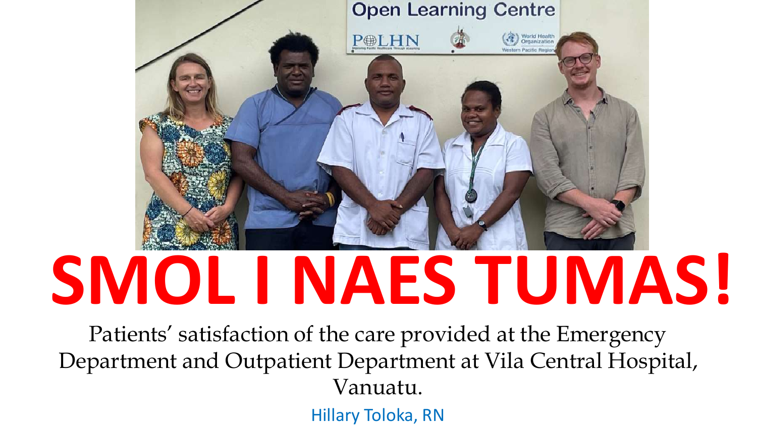# SMOL I NAES TUMAS!

Patients' satisfaction of the care provided at the Emergency Department and Outpatient Department at Vila Central Hospital, Vanuatu.

Hillary Toloka, RN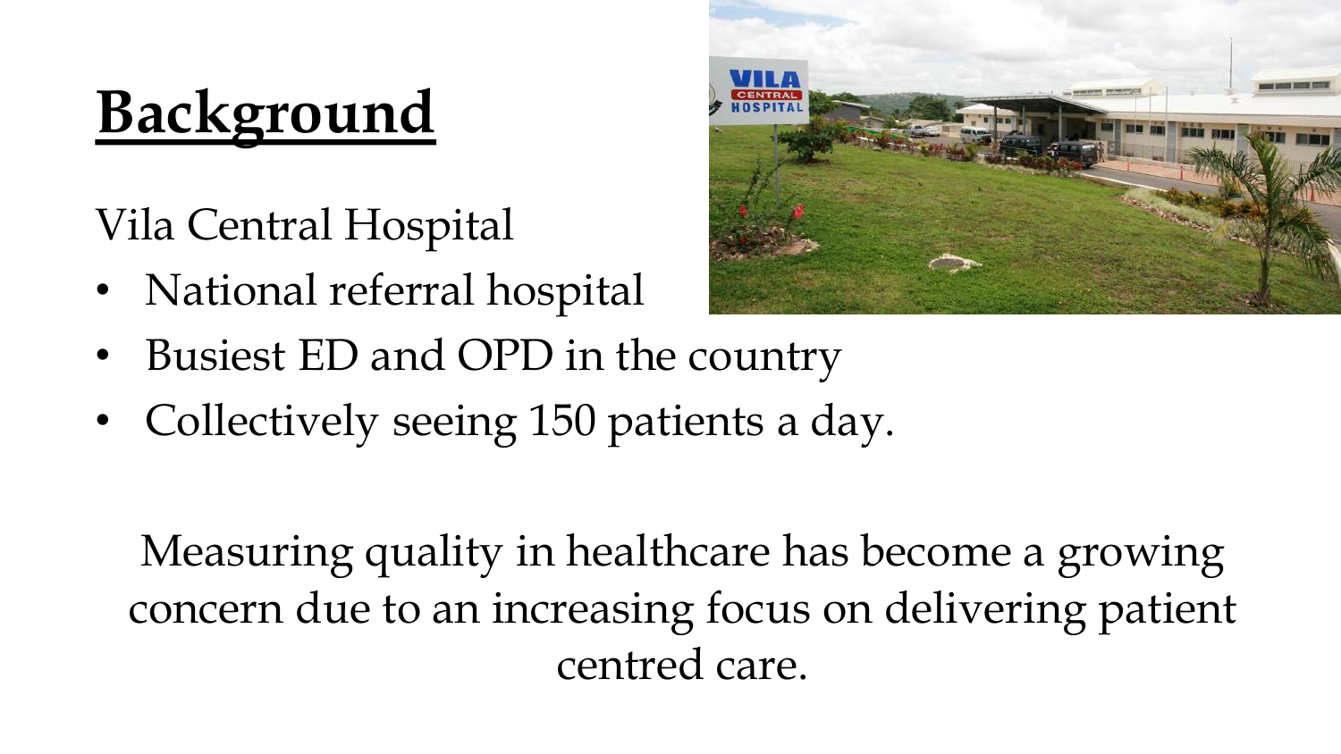# Background

Vila Central Hospital

- National referral hospital
- Busiest ED and OPD in the country
- Collectively seeing 150 patients a day.

Measuring quality in healthcare has become a growing concern due to an increasing focus on delivering patient centred care.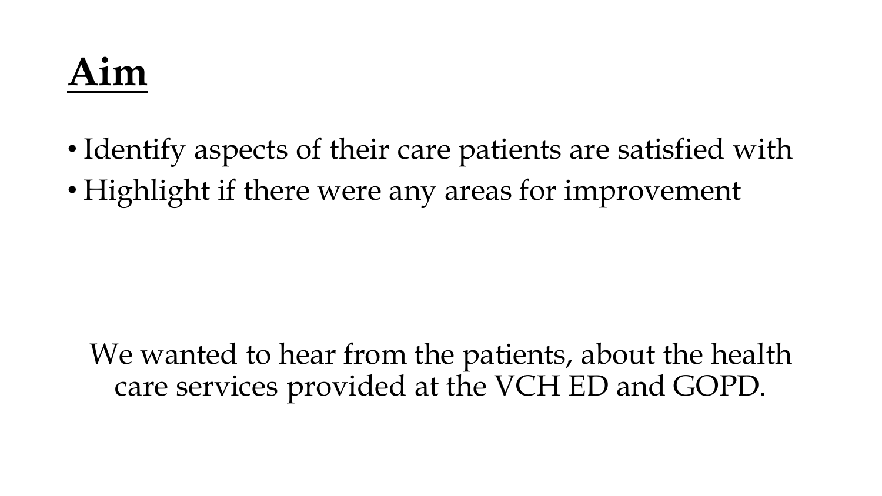# **Aim**

- Identify aspects of their care patients are satisfied with
- Highlight if there were any areas for improvement

We wanted to hear from the patients, about the health care services provided at the VCH ED and GOPD.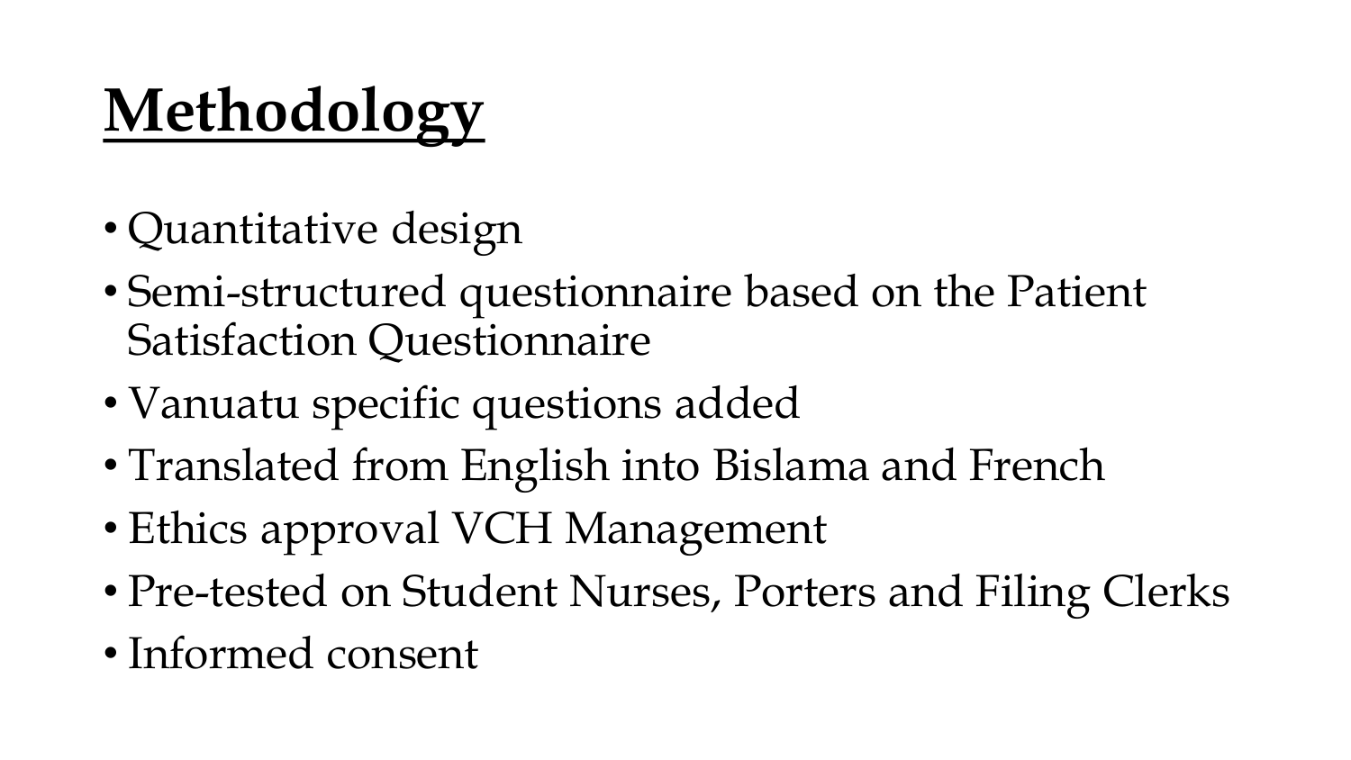# Methodology

- Quantitative design
- Semi-structured questionnaire based on the Patient Satisfaction Questionnaire
- Vanuatu specific questions added
- Translated from English into Bislama and French
- Ethics approval VCH Management
- Pre-tested on Student Nurses, Porters and Filing Clerks
- Informed consent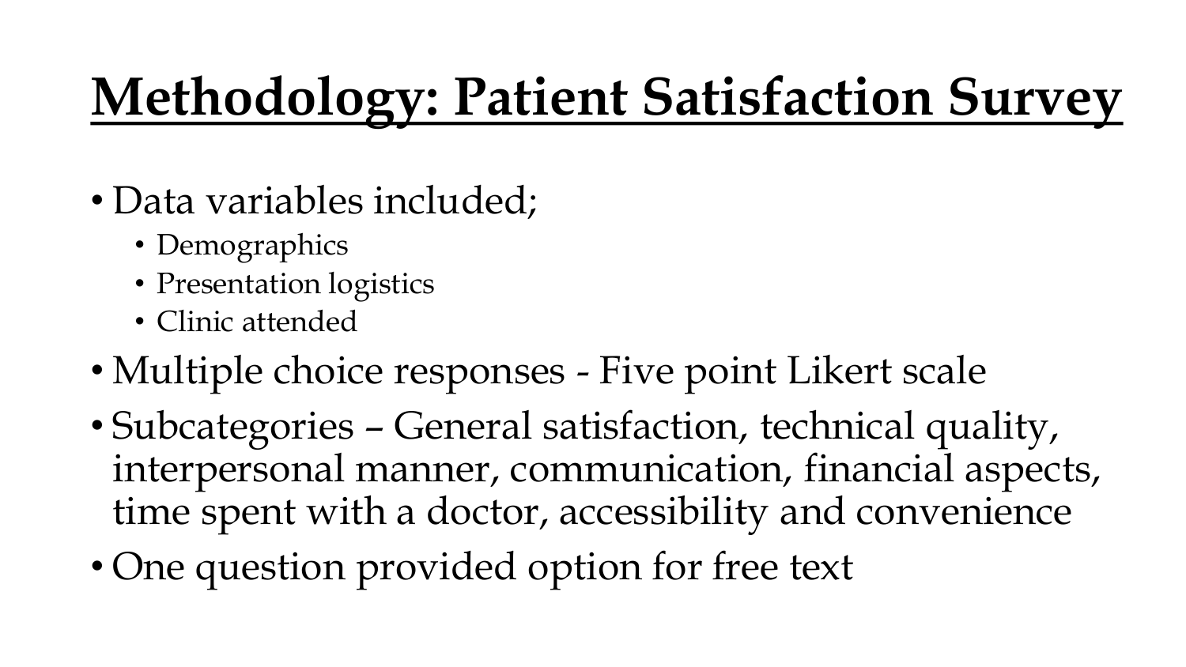# Methodology: Patient Satisfaction Survey

- Data variables included;
  - Demographics
  - Presentation logistics
  - Clinic attended
- Multiple choice responses - Five point Likert scale
- Subcategories – General satisfaction, technical quality, interpersonal manner, communication, financial aspects, time spent with a doctor, accessibility and convenience
- One question provided option for free text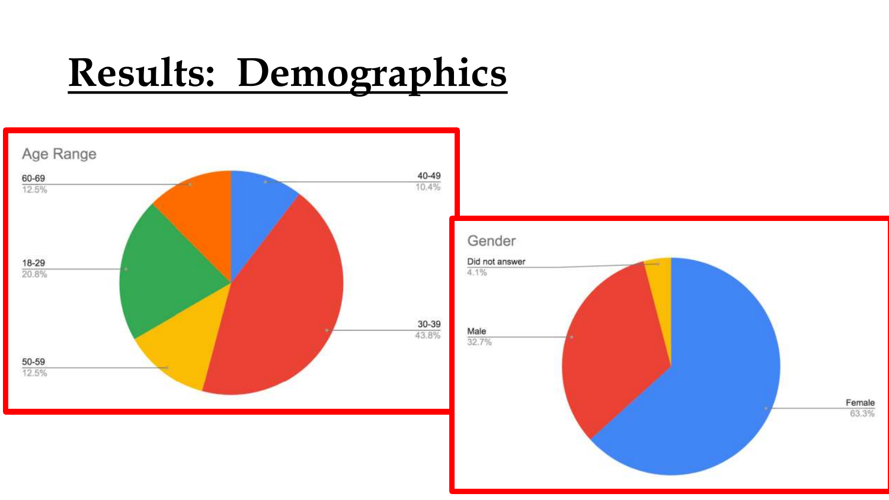# Results: Demographics

**Age Range**

| Age Range | Percentage |
|---|---|
| 18-29 | 20.8% |
| 30-39 | 43.8% |
| 40-49 | 10.4% |
| 50-59 | 12.5% |
| 60-69 | 12.5% |

**Gender**

| Gender | Percentage |
|---|---|
| Female | 63.3% |
| Male | 32.7% |
| Did not answer | 4.1% |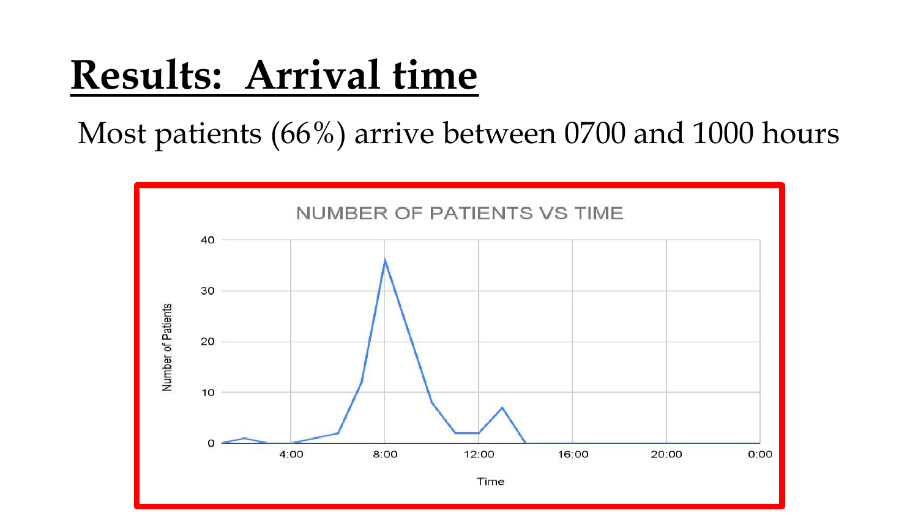# Results: Arrival time

Most patients (66%) arrive between 0700 and 1000 hours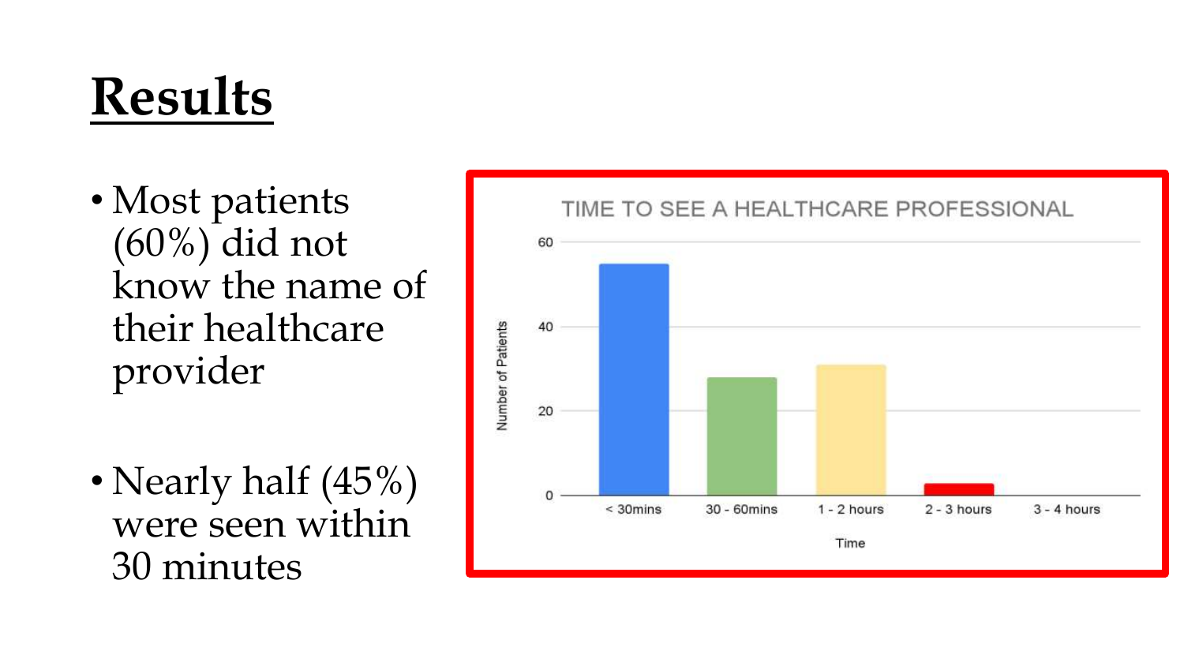# Results

- Most patients (60%) did not know the name of their healthcare provider

- Nearly half (45%) were seen within 30 minutes

TIME TO SEE A HEALTHCARE PROFESSIONAL

| Time | Number of Patients |
|---|---|
| < 30mins | ~55 |
| 30 - 60mins | ~28 |
| 1 - 2 hours | ~31 |
| 2 - 3 hours | ~3 |
| 3 - 4 hours | 0 |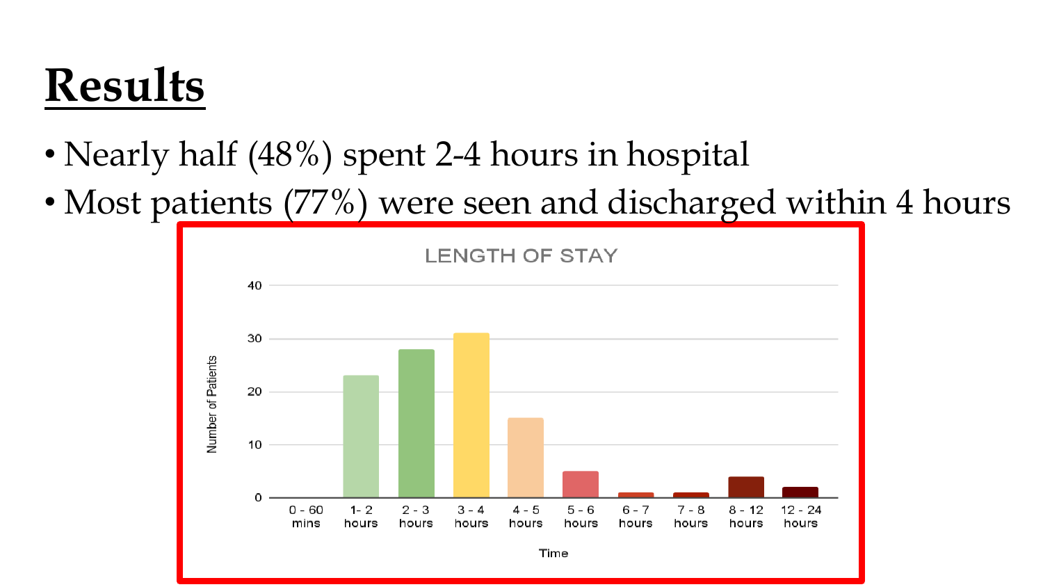# Results

- Nearly half (48%) spent 2-4 hours in hospital
- Most patients (77%) were seen and discharged within 4 hours

LENGTH OF STAY

| Time | Number of Patients |
| --- | --- |
| 0 - 60 mins | 0 |
| 1 - 2 hours | 23 |
| 2 - 3 hours | 28 |
| 3 - 4 hours | 31 |
| 4 - 5 hours | 15 |
| 5 - 6 hours | 5 |
| 6 - 7 hours | 1 |
| 7 - 8 hours | 1 |
| 8 - 12 hours | 4 |
| 12 - 24 hours | 2 |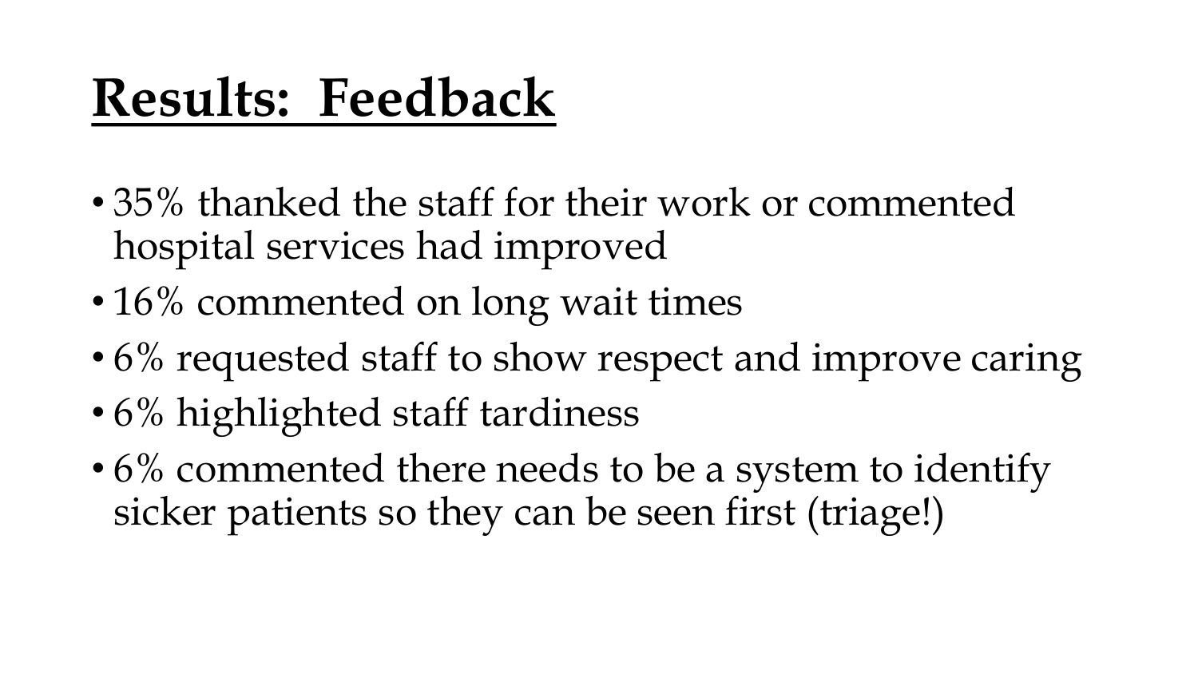# Results: Feedback

- 35% thanked the staff for their work or commented hospital services had improved
- 16% commented on long wait times
- 6% requested staff to show respect and improve caring
- 6% highlighted staff tardiness
- 6% commented there needs to be a system to identify sicker patients so they can be seen first (triage!)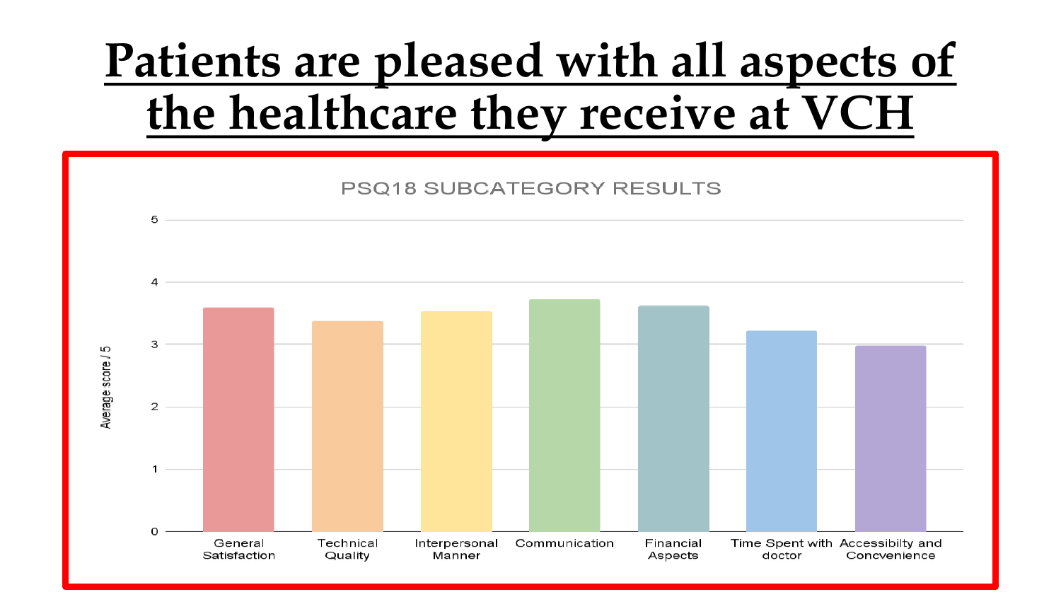# Patients are pleased with all aspects of the healthcare they receive at VCH

PSQ18 SUBCATEGORY RESULTS

Average score / 5

5
4
3
2
1
0

General Satisfaction | Technical Quality | Interpersonal Manner | Communication | Financial Aspects | Time Spent with doctor | Accessibilty and Concvenience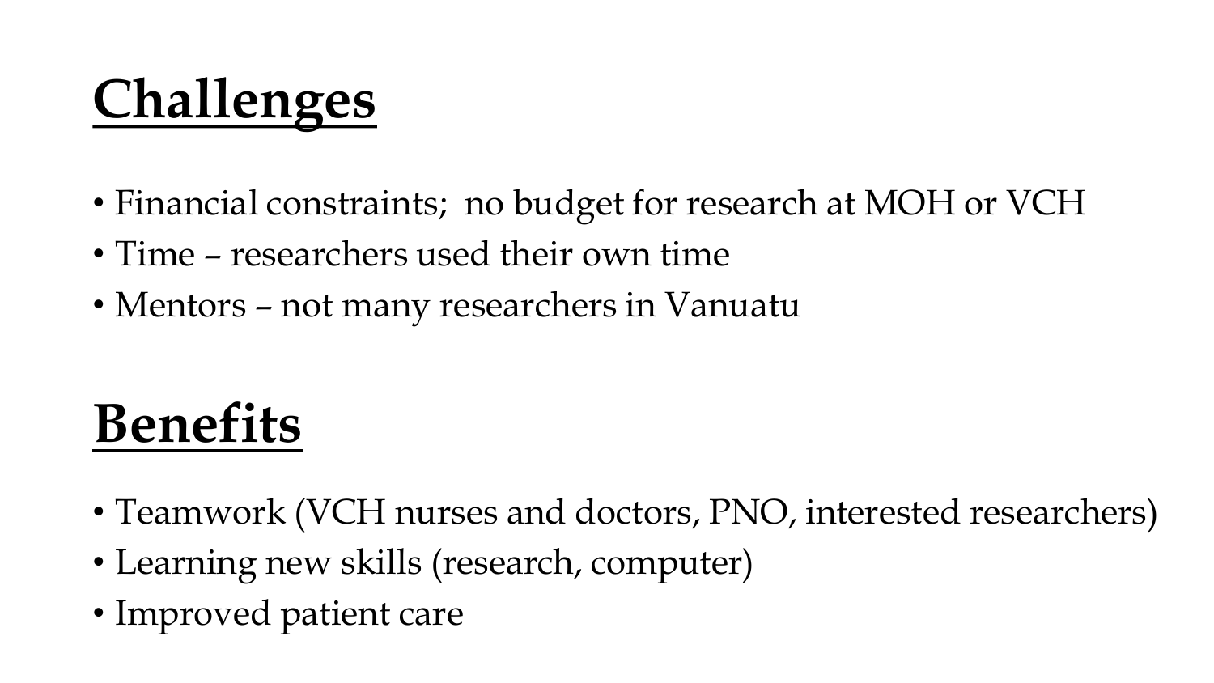# Challenges

- Financial constraints;  no budget for research at MOH or VCH
- Time – researchers used their own time
- Mentors – not many researchers in Vanuatu

# Benefits

- Teamwork (VCH nurses and doctors, PNO, interested researchers)
- Learning new skills (research, computer)
- Improved patient care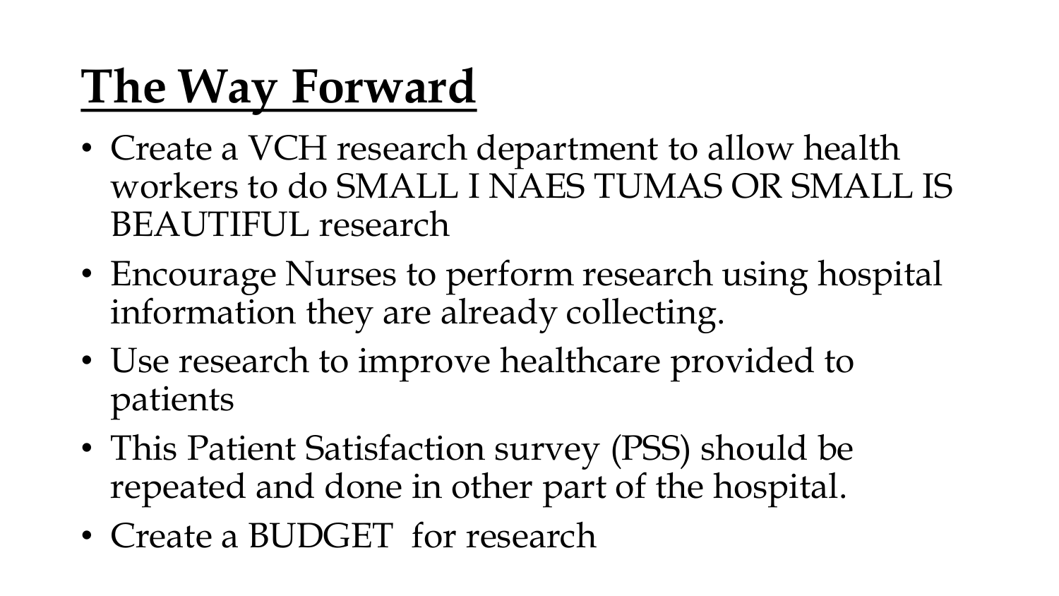# The Way Forward

- Create a VCH research department to allow health workers to do SMALL I NAES TUMAS OR SMALL IS BEAUTIFUL research
- Encourage Nurses to perform research using hospital information they are already collecting.
- Use research to improve healthcare provided to patients
- This Patient Satisfaction survey (PSS) should be repeated and done in other part of the hospital.
- Create a BUDGET for research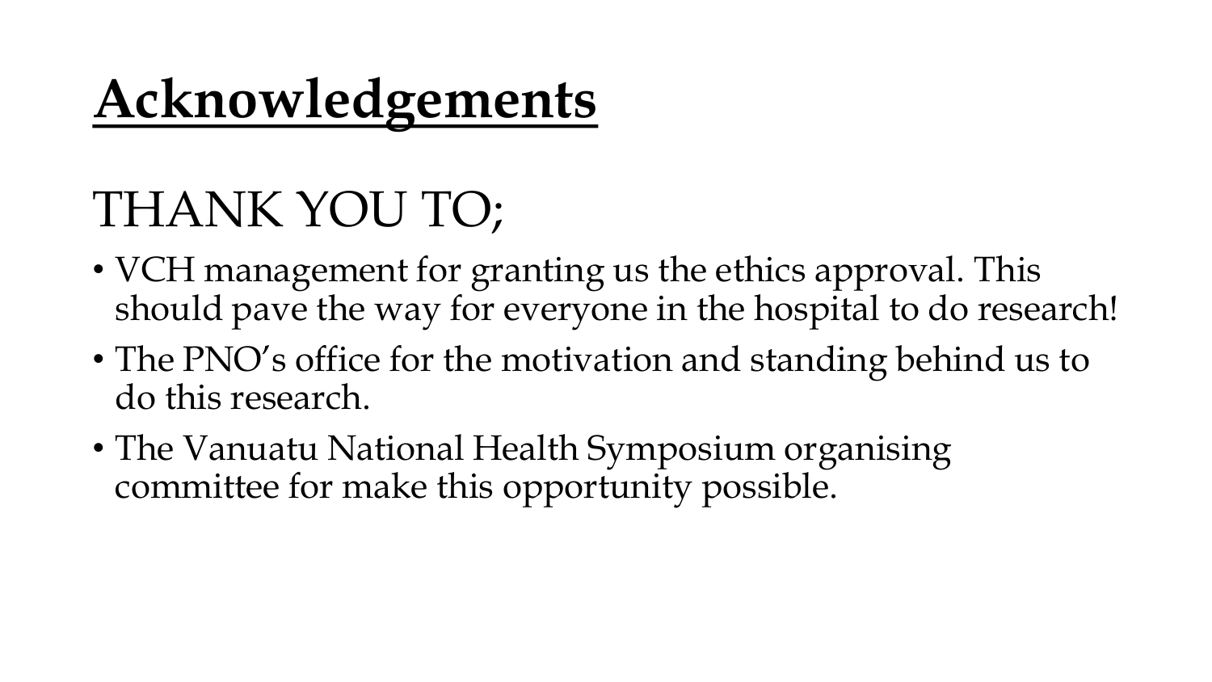# Acknowledgements

THANK YOU TO;

- VCH management for granting us the ethics approval. This should pave the way for everyone in the hospital to do research!
- The PNO's office for the motivation and standing behind us to do this research.
- The Vanuatu National Health Symposium organising committee for make this opportunity possible.